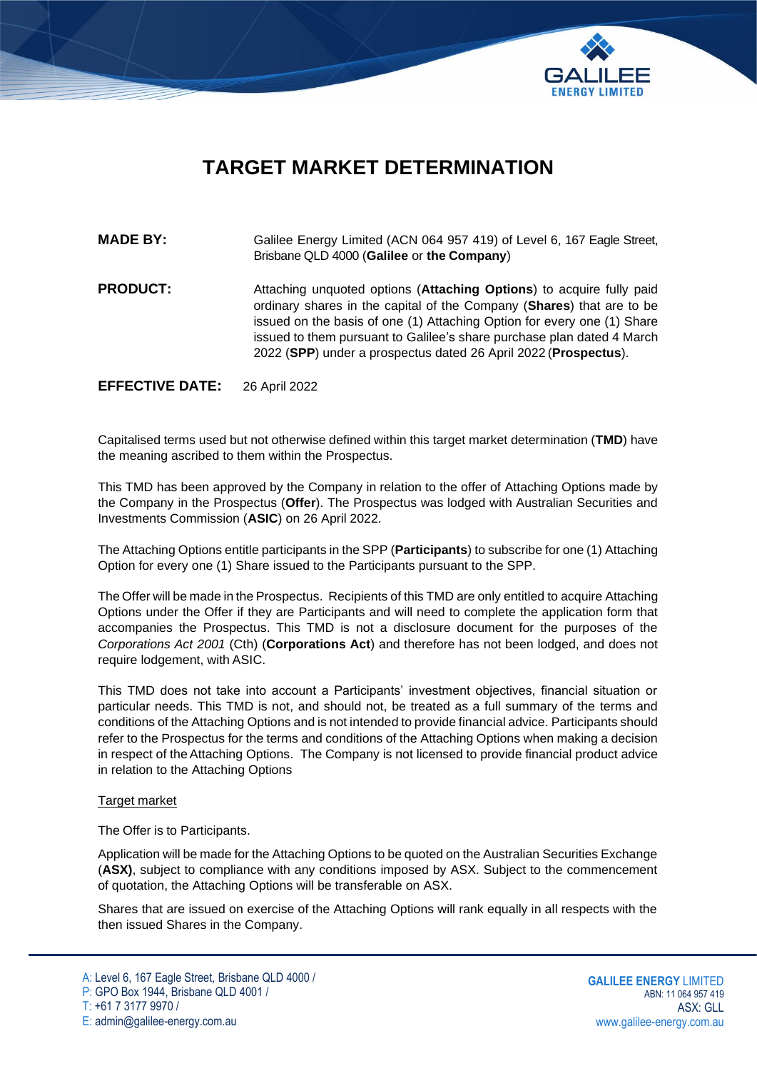# TARGET MARKET DETERMINATION

**MADE BY:** Galilee Energy Limited (ACN 064 957 419) of Level 6, 167 Eagle Street, Brisbane QLD 4000 (**Galilee** or **the Company**)

**PRODUCT:** Attaching unquoted options (**Attaching Options**) to acquire fully paid ordinary shares in the capital of the Company (**Shares**) that are to be issued on the basis of one (1) Attaching Option for every one (1) Share issued to them pursuant to Galilee's share purchase plan dated 4 March 2022 (**SPP**) under a prospectus dated 26 April 2022 (**Prospectus**).

**EFFECTIVE DATE:** 26 April 2022

Capitalised terms used but not otherwise defined within this target market determination (**TMD**) have the meaning ascribed to them within the Prospectus.

This TMD has been approved by the Company in relation to the offer of Attaching Options made by the Company in the Prospectus (**Offer**). The Prospectus was lodged with Australian Securities and Investments Commission (**ASIC**) on 26 April 2022.

The Attaching Options entitle participants in the SPP (**Participants**) to subscribe for one (1) Attaching Option for every one (1) Share issued to the Participants pursuant to the SPP.

The Offer will be made in the Prospectus. Recipients of this TMD are only entitled to acquire Attaching Options under the Offer if they are Participants and will need to complete the application form that accompanies the Prospectus. This TMD is not a disclosure document for the purposes of the *Corporations Act 2001* (Cth) (**Corporations Act**) and therefore has not been lodged, and does not require lodgement, with ASIC.

This TMD does not take into account a Participants' investment objectives, financial situation or particular needs. This TMD is not, and should not, be treated as a full summary of the terms and conditions of the Attaching Options and is not intended to provide financial advice. Participants should refer to the Prospectus for the terms and conditions of the Attaching Options when making a decision in respect of the Attaching Options. The Company is not licensed to provide financial product advice in relation to the Attaching Options

Target market

The Offer is to Participants.

Application will be made for the Attaching Options to be quoted on the Australian Securities Exchange (**ASX)**, subject to compliance with any conditions imposed by ASX. Subject to the commencement of quotation, the Attaching Options will be transferable on ASX.

Shares that are issued on exercise of the Attaching Options will rank equally in all respects with the then issued Shares in the Company.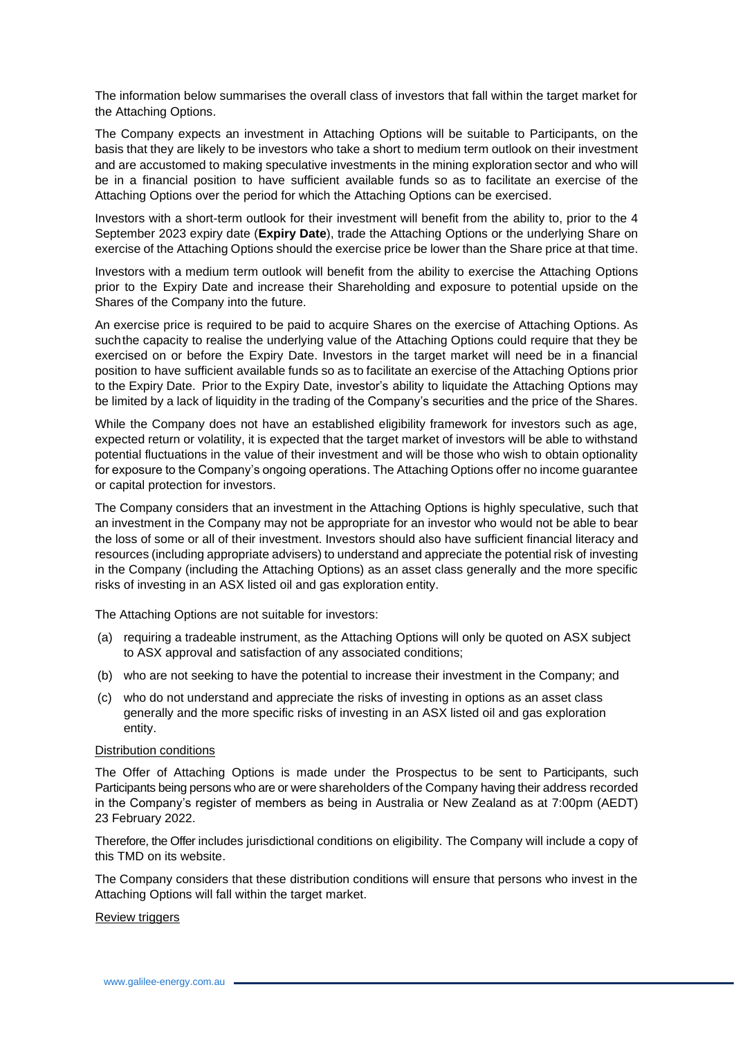The information below summarises the overall class of investors that fall within the target market for the Attaching Options.

The Company expects an investment in Attaching Options will be suitable to Participants, on the basis that they are likely to be investors who take a short to medium term outlook on their investment and are accustomed to making speculative investments in the mining exploration sector and who will be in a financial position to have sufficient available funds so as to facilitate an exercise of the Attaching Options over the period for which the Attaching Options can be exercised.

Investors with a short-term outlook for their investment will benefit from the ability to, prior to the 4 September 2023 expiry date (**Expiry Date**), trade the Attaching Options or the underlying Share on exercise of the Attaching Options should the exercise price be lower than the Share price at that time.

Investors with a medium term outlook will benefit from the ability to exercise the Attaching Options prior to the Expiry Date and increase their Shareholding and exposure to potential upside on the Shares of the Company into the future.

An exercise price is required to be paid to acquire Shares on the exercise of Attaching Options. As suchthe capacity to realise the underlying value of the Attaching Options could require that they be exercised on or before the Expiry Date. Investors in the target market will need to be in a financial position to have sufficient available funds so as to facilitate an exercise of the Attaching Options prior to the Expiry Date. Prior to the Expiry Date, investor's ability to liquidate the Attaching Options may be limited by a lack of liquidity in the trading of the Company's securities and the price of the Shares.

While the Company does not have an established eligibility framework for investors such as age, expected return or volatility, it is expected that the target market of investors will be able to withstand potential fluctuations in the value of their investment and will be those who wish to obtain optionality for exposure to the Company's ongoing operations. The Attaching Options offer no income guarantee or capital protection for investors.

The Company considers that an investment in the Attaching Options is highly speculative, such that an investment in the Company may not be appropriate for an investor who would not be able to bear the loss of some or all of their investment. Investors should also have sufficient financial literacy and resources (including appropriate advisers) to understand and appreciate the potential risk of investing in the Company (including the Attaching Options) as an asset class generally and the more specific risks of investing in an ASX listed oil and gas exploration entity.

The Attaching Options are not suitable for investors:

(a) requiring a tradeable instrument, as the Attaching Options will only be quoted on ASX subject to ASX approval and satisfaction of any associated conditions;

(b) who are not seeking to have the potential to increase their investment in the Company; and

(c) who do not understand and appreciate the risks of investing in options as an asset class generally and the more specific risks of investing in an ASX listed oil and gas exploration entity.

<u>Distribution conditions</u>

The Offer of Attaching Options is made under the Prospectus to be sent to Participants, such Participants being persons who are or were shareholders of the Company having their address recorded in the Company's register of members as being in Australia or New Zealand as at 7:00pm (AEDT) 23 February 2022.

Therefore, the Offer includes jurisdictional conditions on eligibility. The Company will include a copy of this TMD on its website.

The Company considers that these distribution conditions will ensure that persons who invest in the Attaching Options will fall within the target market.

<u>Review triggers</u>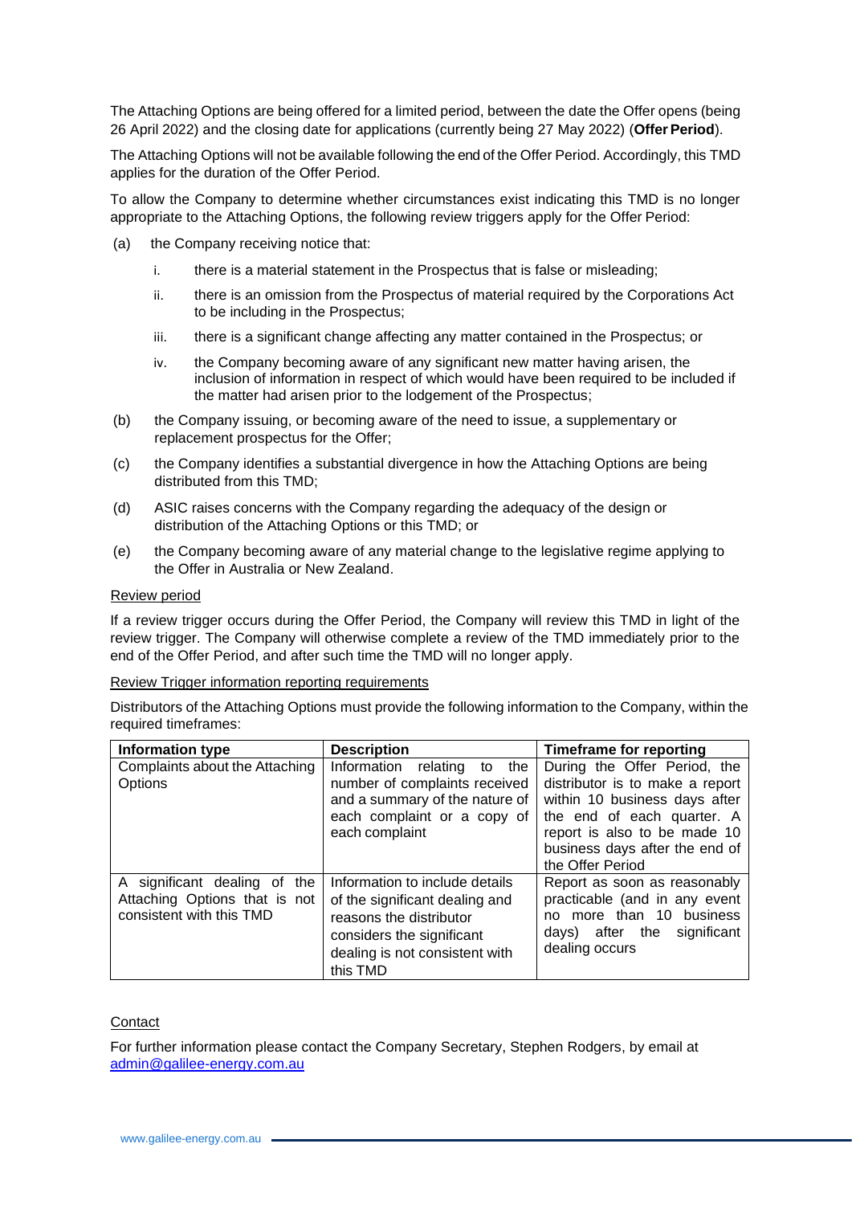The Attaching Options are being offered for a limited period, between the date the Offer opens (being 26 April 2022) and the closing date for applications (currently being 27 May 2022) (**Offer Period**).

The Attaching Options will not be available following the end of the Offer Period. Accordingly, this TMD applies for the duration of the Offer Period.

To allow the Company to determine whether circumstances exist indicating this TMD is no longer appropriate to the Attaching Options, the following review triggers apply for the Offer Period:

(a) the Company receiving notice that:

  i. there is a material statement in the Prospectus that is false or misleading;

  ii. there is an omission from the Prospectus of material required by the Corporations Act to be including in the Prospectus;

  iii. there is a significant change affecting any matter contained in the Prospectus; or

  iv. the Company becoming aware of any significant new matter having arisen, the inclusion of information in respect of which would have been required to be included if the matter had arisen prior to the lodgement of the Prospectus;

(b) the Company issuing, or becoming aware of the need to issue, a supplementary or replacement prospectus for the Offer;

(c) the Company identifies a substantial divergence in how the Attaching Options are being distributed from this TMD;

(d) ASIC raises concerns with the Company regarding the adequacy of the design or distribution of the Attaching Options or this TMD; or

(e) the Company becoming aware of any material change to the legislative regime applying to the Offer in Australia or New Zealand.

<u>Review period</u>

If a review trigger occurs during the Offer Period, the Company will review this TMD in light of the review trigger. The Company will otherwise complete a review of the TMD immediately prior to the end of the Offer Period, and after such time the TMD will no longer apply.

<u>Review Trigger information reporting requirements</u>

Distributors of the Attaching Options must provide the following information to the Company, within the required timeframes:

| Information type | Description | Timeframe for reporting |
|---|---|---|
| Complaints about the Attaching Options | Information relating to the number of complaints received and a summary of the nature of each complaint or a copy of each complaint | During the Offer Period, the distributor is to make a report within 10 business days after the end of each quarter. A report is also to be made 10 business days after the end of the Offer Period |
| A significant dealing of the Attaching Options that is not consistent with this TMD | Information to include details of the significant dealing and reasons the distributor considers the significant dealing is not consistent with this TMD | Report as soon as reasonably practicable (and in any event no more than 10 business days) after the significant dealing occurs |

<u>Contact</u>

For further information please contact the Company Secretary, Stephen Rodgers, by email at admin@galilee-energy.com.au